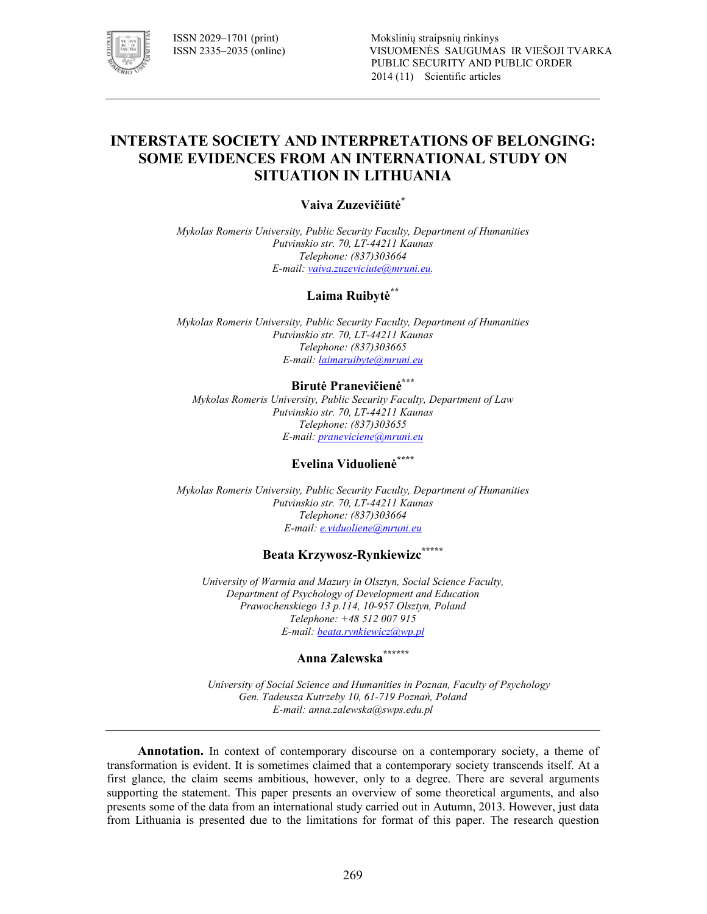# INTERSTATE SOCIETY AND INTERPRETATIONS OF BELONGING: SOME EVIDENCES FROM AN INTERNATIONAL STUDY ON SITUATION IN LITHUANIA

**Vaiva Zuzevičiūtė**[*]

*Mykolas Romeris University, Public Security Faculty, Department of Humanities*
*Putvinskio str. 70, LT-44211 Kaunas*
*Telephone: (837)303664*
*E-mail: vaiva.zuzeviciute@mruni.eu.*

**Laima Ruibytė**[**]

*Mykolas Romeris University, Public Security Faculty, Department of Humanities*
*Putvinskio str. 70, LT-44211 Kaunas*
*Telephone: (837)303665*
*E-mail: laimaruibyte@mruni.eu*

**Birutė Pranevičienė**[***]

*Mykolas Romeris University, Public Security Faculty, Department of Law*
*Putvinskio str. 70, LT-44211 Kaunas*
*Telephone: (837)303655*
*E-mail: praneviciene@mruni.eu*

**Evelina Viduolienė**[****]

*Mykolas Romeris University, Public Security Faculty, Department of Humanities*
*Putvinskio str. 70, LT-44211 Kaunas*
*Telephone: (837)303664*
*E-mail: e.viduoliene@mruni.eu*

**Beata Krzywosz-Rynkiewizc**[*****]

*University of Warmia and Mazury in Olsztyn, Social Science Faculty,*
*Department of Psychology of Development and Education*
*Prawochenskiego 13 p.114, 10-957 Olsztyn, Poland*
*Telephone: +48 512 007 915*
*E-mail: beata.rynkiewicz@wp.pl*

**Anna Zalewska**[******]

*University of Social Science and Humanities in Poznan, Faculty of Psychology*
*Gen. Tadeusza Kutrzeby 10, 61-719 Poznań, Poland*
*E-mail: anna.zalewska@swps.edu.pl*

---

**Annotation.** In context of contemporary discourse on a contemporary society, a theme of transformation is evident. It is sometimes claimed that a contemporary society transcends itself. At a first glance, the claim seems ambitious, however, only to a degree. There are several arguments supporting the statement. This paper presents an overview of some theoretical arguments, and also presents some of the data from an international study carried out in Autumn, 2013. However, just data from Lithuania is presented due to the limitations for format of this paper. The research question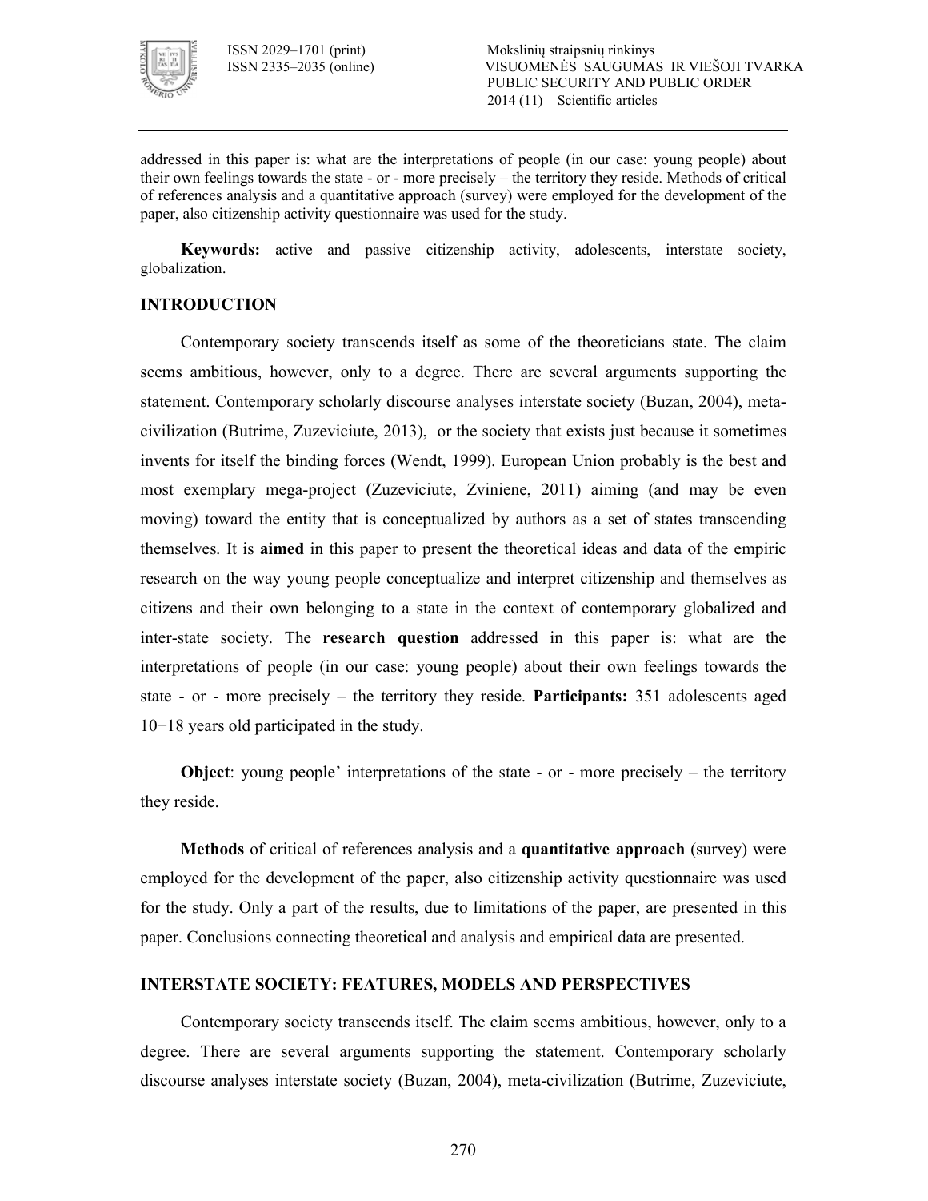addressed in this paper is: what are the interpretations of people (in our case: young people) about their own feelings towards the state - or - more precisely – the territory they reside. Methods of critical of references analysis and a quantitative approach (survey) were employed for the development of the paper, also citizenship activity questionnaire was used for the study.

**Keywords:** active and passive citizenship activity, adolescents, interstate society, globalization.

## INTRODUCTION

Contemporary society transcends itself as some of the theoreticians state. The claim seems ambitious, however, only to a degree. There are several arguments supporting the statement. Contemporary scholarly discourse analyses interstate society (Buzan, 2004), meta-civilization (Butrime, Zuzeviciute, 2013), or the society that exists just because it sometimes invents for itself the binding forces (Wendt, 1999). European Union probably is the best and most exemplary mega-project (Zuzeviciute, Zviniene, 2011) aiming (and may be even moving) toward the entity that is conceptualized by authors as a set of states transcending themselves. It is **aimed** in this paper to present the theoretical ideas and data of the empiric research on the way young people conceptualize and interpret citizenship and themselves as citizens and their own belonging to a state in the context of contemporary globalized and inter-state society. The **research question** addressed in this paper is: what are the interpretations of people (in our case: young people) about their own feelings towards the state - or - more precisely – the territory they reside. **Participants:** 351 adolescents aged 10−18 years old participated in the study.

**Object**: young people' interpretations of the state - or - more precisely – the territory they reside.

**Methods** of critical of references analysis and a **quantitative approach** (survey) were employed for the development of the paper, also citizenship activity questionnaire was used for the study. Only a part of the results, due to limitations of the paper, are presented in this paper. Conclusions connecting theoretical and analysis and empirical data are presented.

## INTERSTATE SOCIETY: FEATURES, MODELS AND PERSPECTIVES

Contemporary society transcends itself. The claim seems ambitious, however, only to a degree. There are several arguments supporting the statement. Contemporary scholarly discourse analyses interstate society (Buzan, 2004), meta-civilization (Butrime, Zuzeviciute,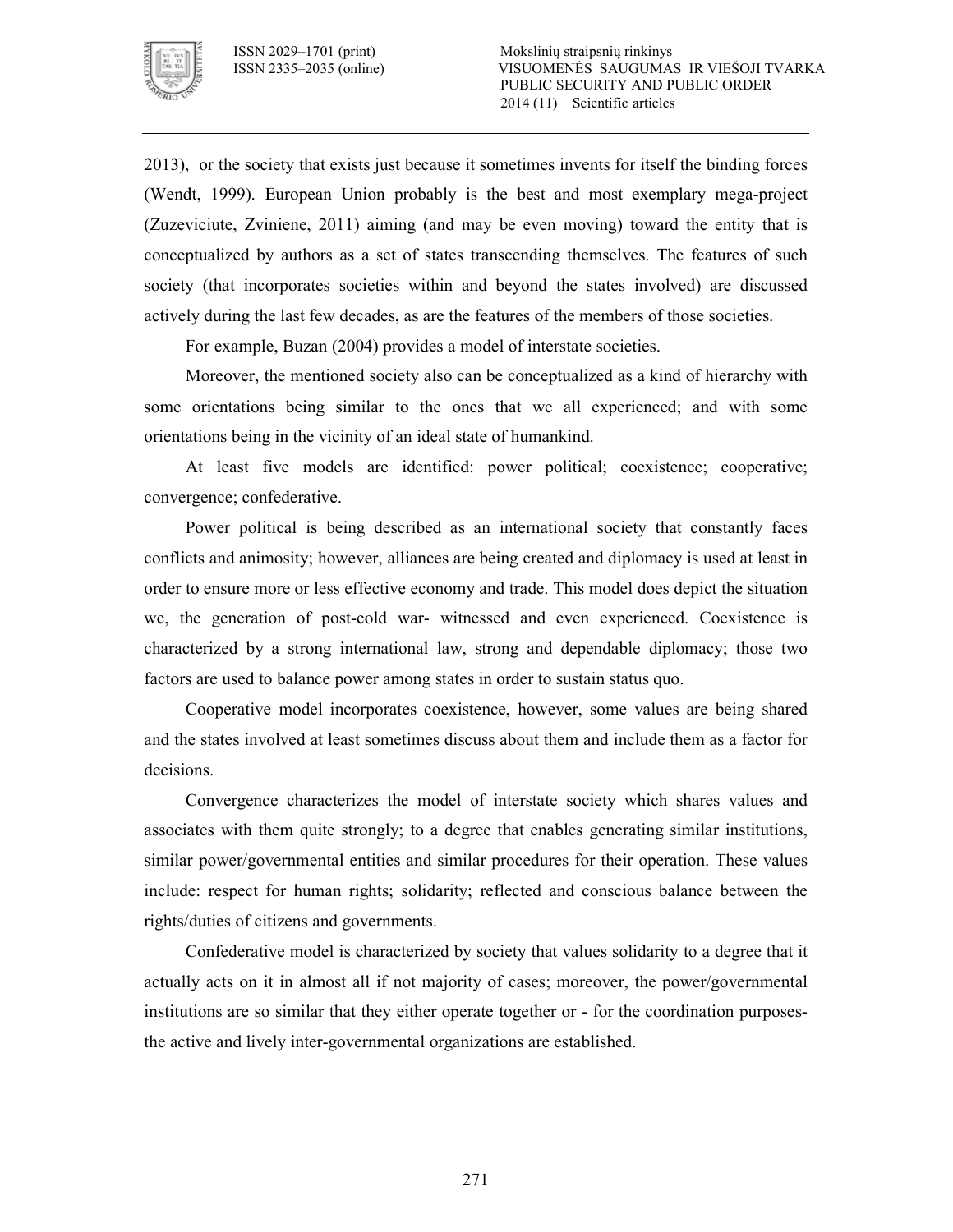2013), or the society that exists just because it sometimes invents for itself the binding forces (Wendt, 1999). European Union probably is the best and most exemplary mega-project (Zuzeviciute, Zviniene, 2011) aiming (and may be even moving) toward the entity that is conceptualized by authors as a set of states transcending themselves. The features of such society (that incorporates societies within and beyond the states involved) are discussed actively during the last few decades, as are the features of the members of those societies.

For example, Buzan (2004) provides a model of interstate societies.

Moreover, the mentioned society also can be conceptualized as a kind of hierarchy with some orientations being similar to the ones that we all experienced; and with some orientations being in the vicinity of an ideal state of humankind.

At least five models are identified: power political; coexistence; cooperative; convergence; confederative.

Power political is being described as an international society that constantly faces conflicts and animosity; however, alliances are being created and diplomacy is used at least in order to ensure more or less effective economy and trade. This model does depict the situation we, the generation of post-cold war- witnessed and even experienced. Coexistence is characterized by a strong international law, strong and dependable diplomacy; those two factors are used to balance power among states in order to sustain status quo.

Cooperative model incorporates coexistence, however, some values are being shared and the states involved at least sometimes discuss about them and include them as a factor for decisions.

Convergence characterizes the model of interstate society which shares values and associates with them quite strongly; to a degree that enables generating similar institutions, similar power/governmental entities and similar procedures for their operation. These values include: respect for human rights; solidarity; reflected and conscious balance between the rights/duties of citizens and governments.

Confederative model is characterized by society that values solidarity to a degree that it actually acts on it in almost all if not majority of cases; moreover, the power/governmental institutions are so similar that they either operate together or - for the coordination purposes- the active and lively inter-governmental organizations are established.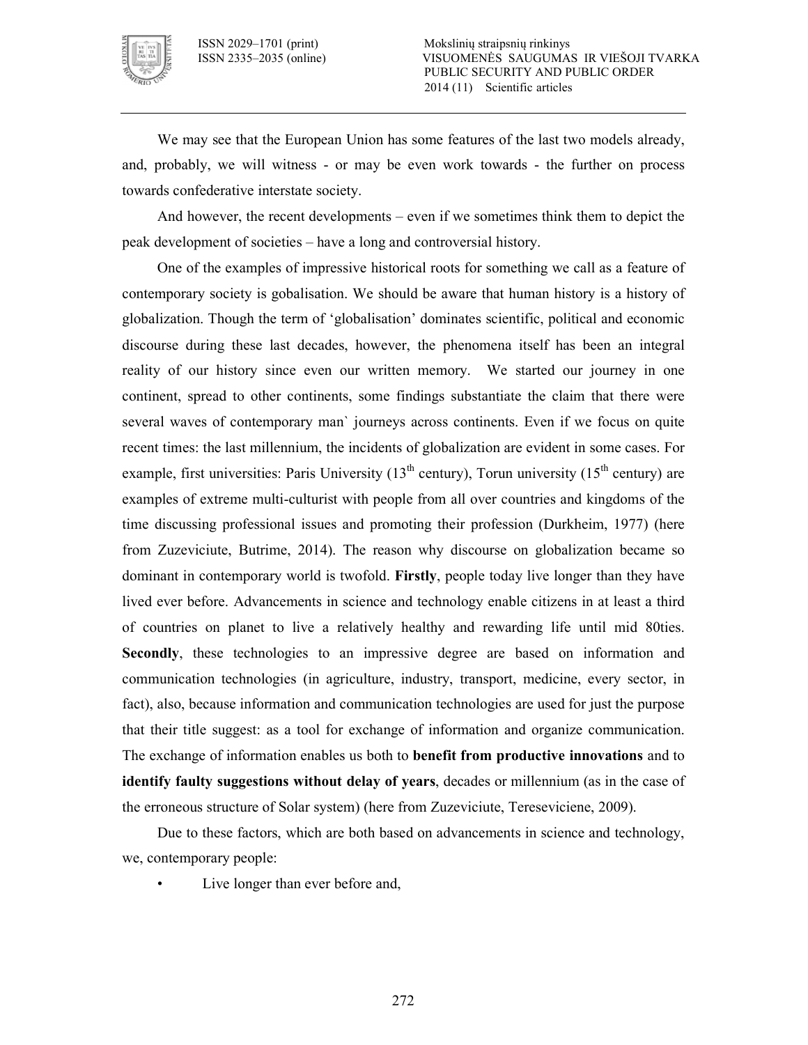We may see that the European Union has some features of the last two models already, and, probably, we will witness - or may be even work towards - the further on process towards confederative interstate society.

And however, the recent developments – even if we sometimes think them to depict the peak development of societies – have a long and controversial history.

One of the examples of impressive historical roots for something we call as a feature of contemporary society is gobalisation. We should be aware that human history is a history of globalization. Though the term of 'globalisation' dominates scientific, political and economic discourse during these last decades, however, the phenomena itself has been an integral reality of our history since even our written memory. We started our journey in one continent, spread to other continents, some findings substantiate the claim that there were several waves of contemporary man` journeys across continents. Even if we focus on quite recent times: the last millennium, the incidents of globalization are evident in some cases. For example, first universities: Paris University (13th century), Torun university (15th century) are examples of extreme multi-culturist with people from all over countries and kingdoms of the time discussing professional issues and promoting their profession (Durkheim, 1977) (here from Zuzeviciute, Butrime, 2014). The reason why discourse on globalization became so dominant in contemporary world is twofold. **Firstly**, people today live longer than they have lived ever before. Advancements in science and technology enable citizens in at least a third of countries on planet to live a relatively healthy and rewarding life until mid 80ties. **Secondly**, these technologies to an impressive degree are based on information and communication technologies (in agriculture, industry, transport, medicine, every sector, in fact), also, because information and communication technologies are used for just the purpose that their title suggest: as a tool for exchange of information and organize communication. The exchange of information enables us both to **benefit from productive innovations** and to **identify faulty suggestions without delay of years**, decades or millennium (as in the case of the erroneous structure of Solar system) (here from Zuzeviciute, Tereseviciene, 2009).

Due to these factors, which are both based on advancements in science and technology, we, contemporary people:

- Live longer than ever before and,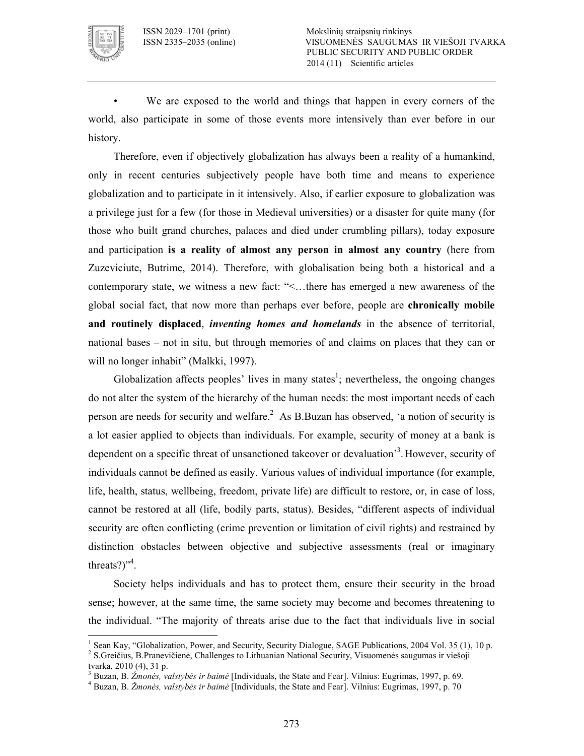- We are exposed to the world and things that happen in every corners of the world, also participate in some of those events more intensively than ever before in our history.

Therefore, even if objectively globalization has always been a reality of a humankind, only in recent centuries subjectively people have both time and means to experience globalization and to participate in it intensively. Also, if earlier exposure to globalization was a privilege just for a few (for those in Medieval universities) or a disaster for quite many (for those who built grand churches, palaces and died under crumbling pillars), today exposure and participation **is a reality of almost any person in almost any country** (here from Zuzeviciute, Butrime, 2014). Therefore, with globalisation being both a historical and a contemporary state, we witness a new fact: "<…there has emerged a new awareness of the global social fact, that now more than perhaps ever before, people are **chronically mobile and routinely displaced**, ***inventing homes and homelands*** in the absence of territorial, national bases – not in situ, but through memories of and claims on places that they can or will no longer inhabit" (Malkki, 1997).

Globalization affects peoples' lives in many states[1]; nevertheless, the ongoing changes do not alter the system of the hierarchy of the human needs: the most important needs of each person are needs for security and welfare.[2] As B.Buzan has observed, 'a notion of security is a lot easier applied to objects than individuals. For example, security of money at a bank is dependent on a specific threat of unsanctioned takeover or devaluation'[3]. However, security of individuals cannot be defined as easily. Various values of individual importance (for example, life, health, status, wellbeing, freedom, private life) are difficult to restore, or, in case of loss, cannot be restored at all (life, bodily parts, status). Besides, "different aspects of individual security are often conflicting (crime prevention or limitation of civil rights) and restrained by distinction obstacles between objective and subjective assessments (real or imaginary threats?)"[4].

Society helps individuals and has to protect them, ensure their security in the broad sense; however, at the same time, the same society may become and becomes threatening to the individual. "The majority of threats arise due to the fact that individuals live in social

---

[1] Sean Kay, "Globalization, Power, and Security, Security Dialogue, SAGE Publications, 2004 Vol. 35 (1), 10 p.

[2] S.Greičius, B.Pranevičienė, Challenges to Lithuanian National Security, Visuomenės saugumas ir viešoji tvarka, 2010 (4), 31 p.

[3] Buzan, B. *Žmonės, valstybės ir baimė* [Individuals, the State and Fear]. Vilnius: Eugrimas, 1997, p. 69.

[4] Buzan, B. *Žmonės, valstybės ir baimė* [Individuals, the State and Fear]. Vilnius: Eugrimas, 1997, p. 70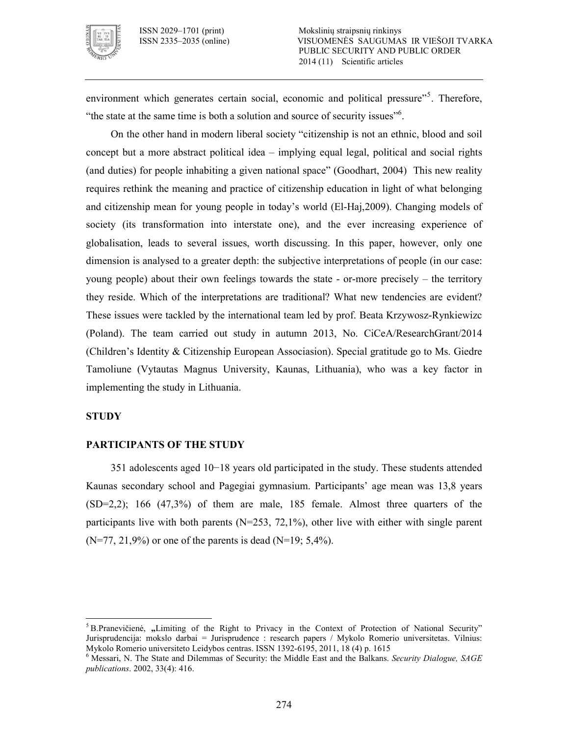environment which generates certain social, economic and political pressure"[5]. Therefore, "the state at the same time is both a solution and source of security issues"[6].

On the other hand in modern liberal society "citizenship is not an ethnic, blood and soil concept but a more abstract political idea – implying equal legal, political and social rights (and duties) for people inhabiting a given national space" (Goodhart, 2004) This new reality requires rethink the meaning and practice of citizenship education in light of what belonging and citizenship mean for young people in today's world (El-Haj,2009). Changing models of society (its transformation into interstate one), and the ever increasing experience of globalisation, leads to several issues, worth discussing. In this paper, however, only one dimension is analysed to a greater depth: the subjective interpretations of people (in our case: young people) about their own feelings towards the state - or-more precisely – the territory they reside. Which of the interpretations are traditional? What new tendencies are evident? These issues were tackled by the international team led by prof. Beata Krzywosz-Rynkiewizc (Poland). The team carried out study in autumn 2013, No. CiCeA/ResearchGrant/2014 (Children's Identity & Citizenship European Associasion). Special gratitude go to Ms. Giedre Tamoliune (Vytautas Magnus University, Kaunas, Lithuania), who was a key factor in implementing the study in Lithuania.

## STUDY

### PARTICIPANTS OF THE STUDY

351 adolescents aged 10−18 years old participated in the study. These students attended Kaunas secondary school and Pagegiai gymnasium. Participants' age mean was 13,8 years (SD=2,2); 166 (47,3%) of them are male, 185 female. Almost three quarters of the participants live with both parents (N=253, 72,1%), other live with either with single parent (N=77, 21,9%) or one of the parents is dead (N=19; 5,4%).

---

[5] B.Pranevičienė, „Limiting of the Right to Privacy in the Context of Protection of National Security" Jurisprudencija: mokslo darbai = Jurisprudence : research papers / Mykolo Romerio universitetas. Vilnius: Mykolo Romerio universiteto Leidybos centras. ISSN 1392-6195, 2011, 18 (4) p. 1615

[6] Messari, N. The State and Dilemmas of Security: the Middle East and the Balkans. *Security Dialogue, SAGE publications*. 2002, 33(4): 416.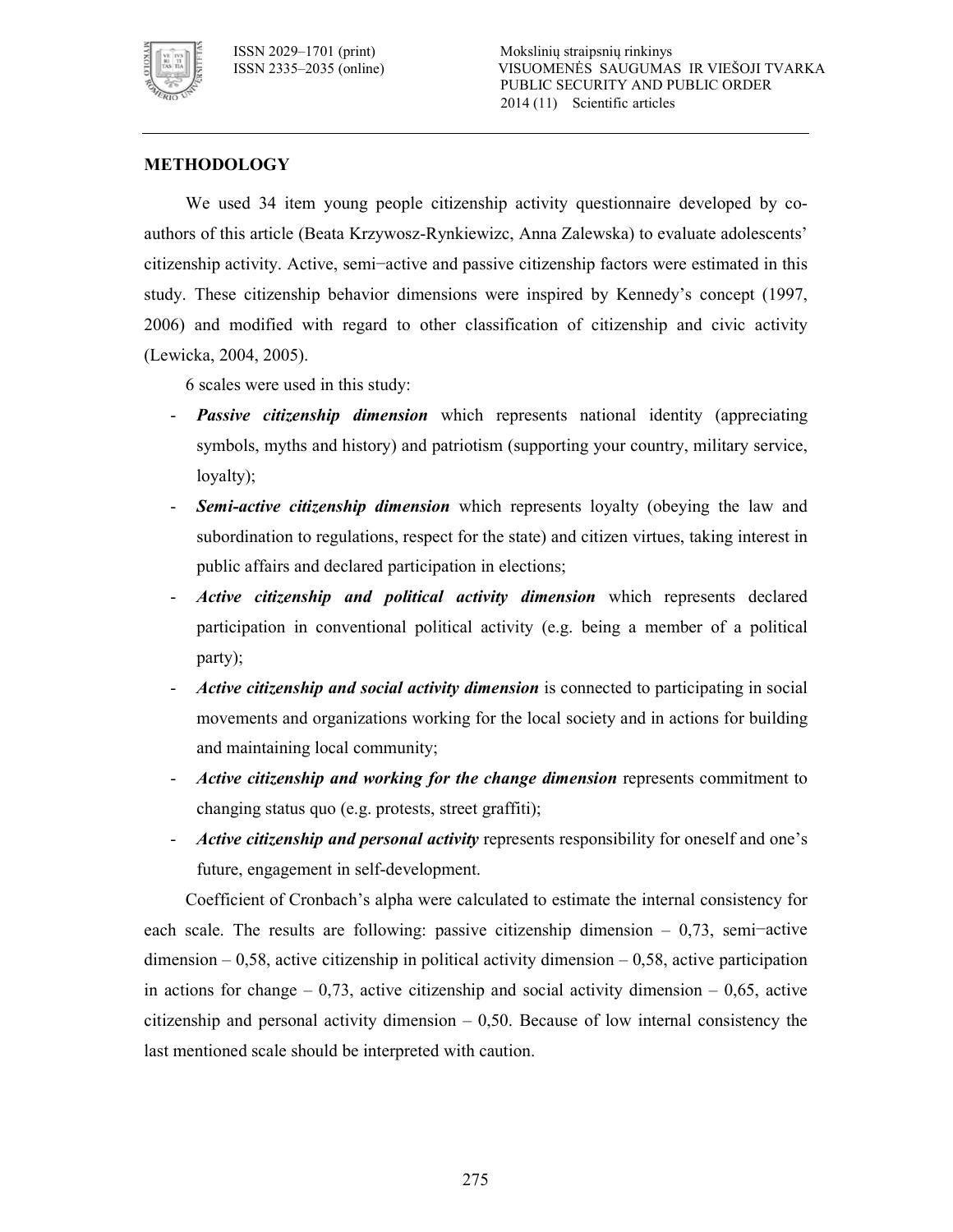## METHODOLOGY

We used 34 item young people citizenship activity questionnaire developed by co-authors of this article (Beata Krzywosz-Rynkiewizc, Anna Zalewska) to evaluate adolescents' citizenship activity. Active, semi−active and passive citizenship factors were estimated in this study. These citizenship behavior dimensions were inspired by Kennedy's concept (1997, 2006) and modified with regard to other classification of citizenship and civic activity (Lewicka, 2004, 2005).

6 scales were used in this study:

- ***Passive citizenship dimension*** which represents national identity (appreciating symbols, myths and history) and patriotism (supporting your country, military service, loyalty);
- ***Semi-active citizenship dimension*** which represents loyalty (obeying the law and subordination to regulations, respect for the state) and citizen virtues, taking interest in public affairs and declared participation in elections;
- ***Active citizenship and political activity dimension*** which represents declared participation in conventional political activity (e.g. being a member of a political party);
- ***Active citizenship and social activity dimension*** is connected to participating in social movements and organizations working for the local society and in actions for building and maintaining local community;
- ***Active citizenship and working for the change dimension*** represents commitment to changing status quo (e.g. protests, street graffiti);
- ***Active citizenship and personal activity*** represents responsibility for oneself and one's future, engagement in self-development.

Coefficient of Cronbach's alpha were calculated to estimate the internal consistency for each scale. The results are following: passive citizenship dimension – 0,73, semi−active dimension – 0,58, active citizenship in political activity dimension – 0,58, active participation in actions for change – 0,73, active citizenship and social activity dimension – 0,65, active citizenship and personal activity dimension – 0,50. Because of low internal consistency the last mentioned scale should be interpreted with caution.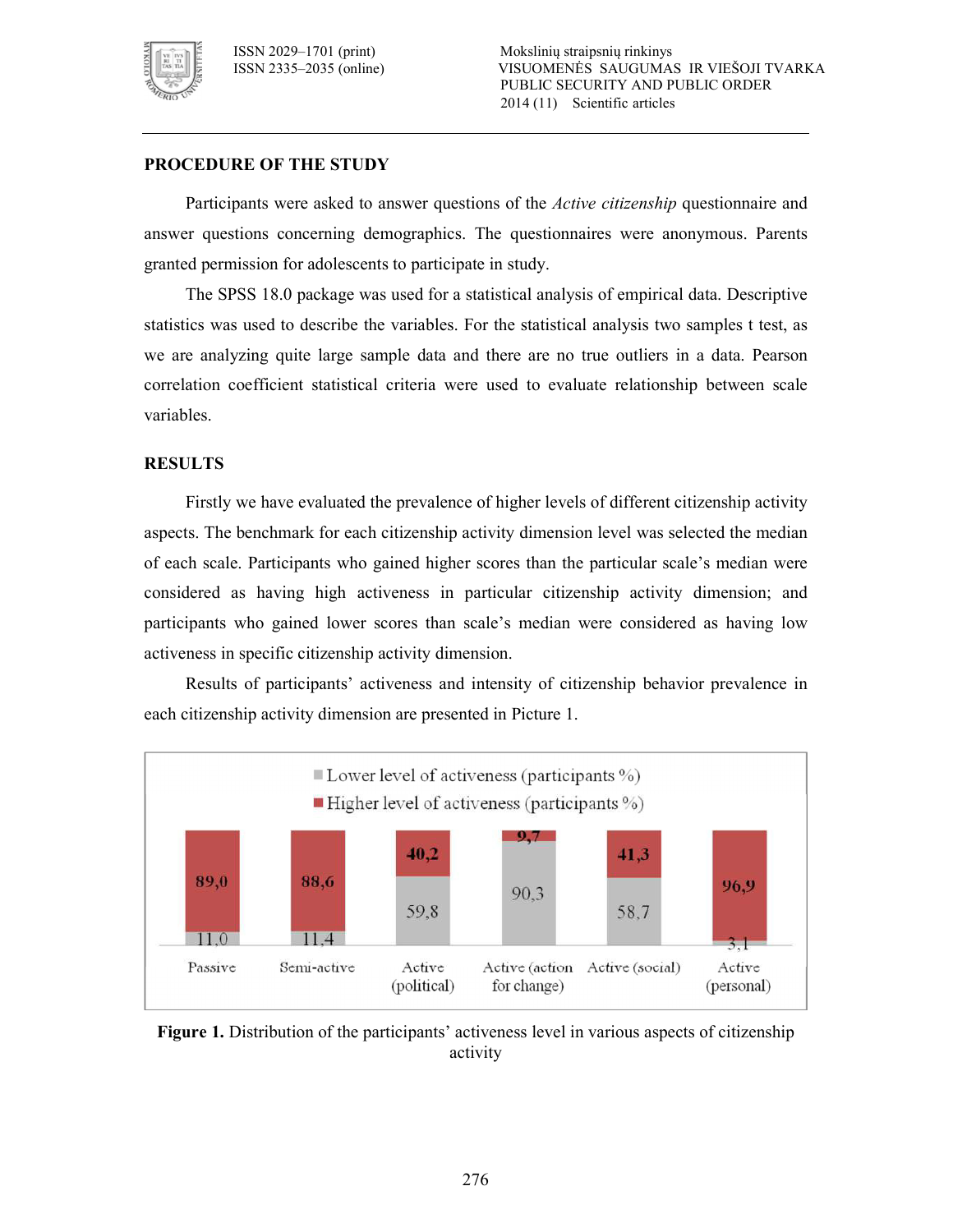## PROCEDURE OF THE STUDY

Participants were asked to answer questions of the *Active citizenship* questionnaire and answer questions concerning demographics. The questionnaires were anonymous. Parents granted permission for adolescents to participate in study.

The SPSS 18.0 package was used for a statistical analysis of empirical data. Descriptive statistics was used to describe the variables. For the statistical analysis two samples t test, as we are analyzing quite large sample data and there are no true outliers in a data. Pearson correlation coefficient statistical criteria were used to evaluate relationship between scale variables.

## RESULTS

Firstly we have evaluated the prevalence of higher levels of different citizenship activity aspects. The benchmark for each citizenship activity dimension level was selected the median of each scale. Participants who gained higher scores than the particular scale's median were considered as having high activeness in particular citizenship activity dimension; and participants who gained lower scores than scale's median were considered as having low activeness in specific citizenship activity dimension.

Results of participants' activeness and intensity of citizenship behavior prevalence in each citizenship activity dimension are presented in Picture 1.

| | Passive | Semi-active | Active (political) | Active (action for change) | Active (social) | Active (personal) |
|---|---|---|---|---|---|---|
| Lower level of activeness (participants %) | 11,0 | 11,4 | 59,8 | 90,3 | 58,7 | 3,1 |
| Higher level of activeness (participants %) | 89,0 | 88,6 | 40,2 | 9,7 | 41,3 | 96,9 |

**Figure 1.** Distribution of the participants' activeness level in various aspects of citizenship activity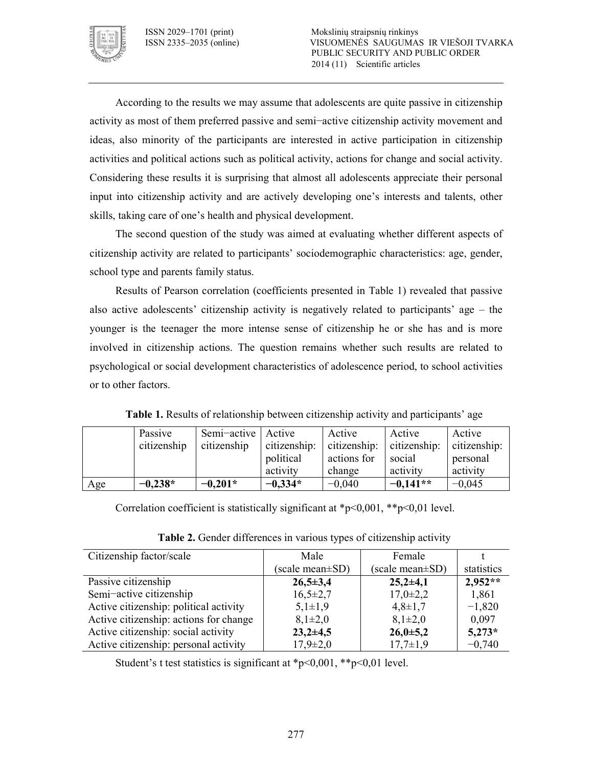According to the results we may assume that adolescents are quite passive in citizenship activity as most of them preferred passive and semi−active citizenship activity movement and ideas, also minority of the participants are interested in active participation in citizenship activities and political actions such as political activity, actions for change and social activity. Considering these results it is surprising that almost all adolescents appreciate their personal input into citizenship activity and are actively developing one's interests and talents, other skills, taking care of one's health and physical development.

The second question of the study was aimed at evaluating whether different aspects of citizenship activity are related to participants' sociodemographic characteristics: age, gender, school type and parents family status.

Results of Pearson correlation (coefficients presented in Table 1) revealed that passive also active adolescents' citizenship activity is negatively related to participants' age – the younger is the teenager the more intense sense of citizenship he or she has and is more involved in citizenship actions. The question remains whether such results are related to psychological or social development characteristics of adolescence period, to school activities or to other factors.

**Table 1.** Results of relationship between citizenship activity and participants' age

| | Passive citizenship | Semi−active citizenship | Active citizenship: political activity | Active citizenship: actions for change | Active citizenship: social activity | Active citizenship: personal activity |
|---|---|---|---|---|---|---|
| Age | **−0,238*** | **−0,201*** | **−0,334*** | −0,040 | **−0,141**** | −0,045 |

Correlation coefficient is statistically significant at *p<0,001, **p<0,01 level.

**Table 2.** Gender differences in various types of citizenship activity

| Citizenship factor/scale | Male (scale mean±SD) | Female (scale mean±SD) | t statistics |
|---|---|---|---|
| Passive citizenship | **26,5±3,4** | **25,2±4,1** | **2,952**** |
| Semi−active citizenship | 16,5±2,7 | 17,0±2,2 | 1,861 |
| Active citizenship: political activity | 5,1±1,9 | 4,8±1,7 | −1,820 |
| Active citizenship: actions for change | 8,1±2,0 | 8,1±2,0 | 0,097 |
| Active citizenship: social activity | **23,2±4,5** | **26,0±5,2** | **5,273*** |
| Active citizenship: personal activity | 17,9±2,0 | 17,7±1,9 | −0,740 |

Student's t test statistics is significant at *p<0,001, **p<0,01 level.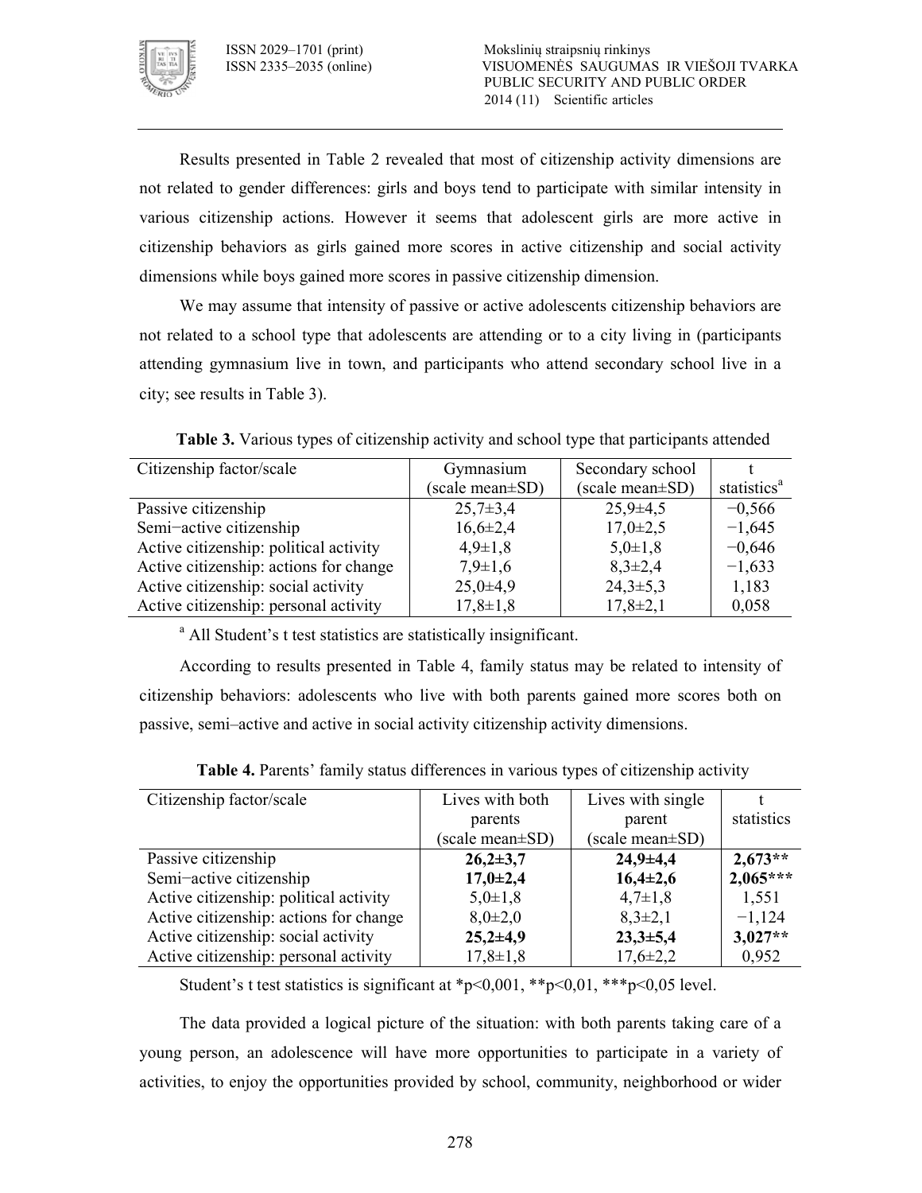Results presented in Table 2 revealed that most of citizenship activity dimensions are not related to gender differences: girls and boys tend to participate with similar intensity in various citizenship actions. However it seems that adolescent girls are more active in citizenship behaviors as girls gained more scores in active citizenship and social activity dimensions while boys gained more scores in passive citizenship dimension.

We may assume that intensity of passive or active adolescents citizenship behaviors are not related to a school type that adolescents are attending or to a city living in (participants attending gymnasium live in town, and participants who attend secondary school live in a city; see results in Table 3).

**Table 3.** Various types of citizenship activity and school type that participants attended

| Citizenship factor/scale | Gymnasium (scale mean±SD) | Secondary school (scale mean±SD) | t statistics[a] |
|---|---|---|---|
| Passive citizenship | 25,7±3,4 | 25,9±4,5 | −0,566 |
| Semi−active citizenship | 16,6±2,4 | 17,0±2,5 | −1,645 |
| Active citizenship: political activity | 4,9±1,8 | 5,0±1,8 | −0,646 |
| Active citizenship: actions for change | 7,9±1,6 | 8,3±2,4 | −1,633 |
| Active citizenship: social activity | 25,0±4,9 | 24,3±5,3 | 1,183 |
| Active citizenship: personal activity | 17,8±1,8 | 17,8±2,1 | 0,058 |

[a] All Student's t test statistics are statistically insignificant.

According to results presented in Table 4, family status may be related to intensity of citizenship behaviors: adolescents who live with both parents gained more scores both on passive, semi–active and active in social activity citizenship activity dimensions.

**Table 4.** Parents' family status differences in various types of citizenship activity

| Citizenship factor/scale | Lives with both parents (scale mean±SD) | Lives with single parent (scale mean±SD) | t statistics |
|---|---|---|---|
| Passive citizenship | **26,2±3,7** | **24,9±4,4** | **2,673\*\*** |
| Semi−active citizenship | **17,0±2,4** | **16,4±2,6** | **2,065\*\*\*** |
| Active citizenship: political activity | 5,0±1,8 | 4,7±1,8 | 1,551 |
| Active citizenship: actions for change | 8,0±2,0 | 8,3±2,1 | −1,124 |
| Active citizenship: social activity | **25,2±4,9** | **23,3±5,4** | **3,027\*\*** |
| Active citizenship: personal activity | 17,8±1,8 | 17,6±2,2 | 0,952 |

Student's t test statistics is significant at *p<0,001, **p<0,01, ***p<0,05 level.

The data provided a logical picture of the situation: with both parents taking care of a young person, an adolescence will have more opportunities to participate in a variety of activities, to enjoy the opportunities provided by school, community, neighborhood or wider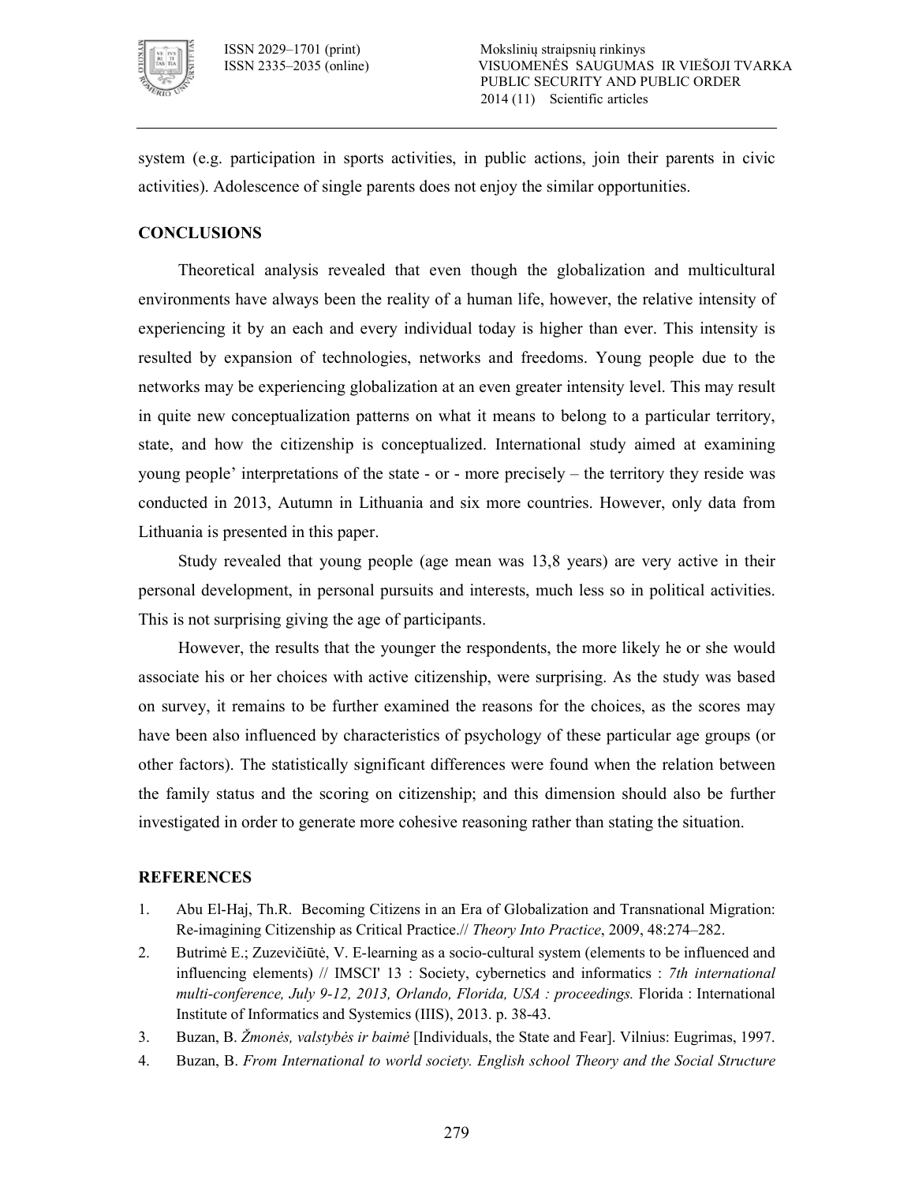system (e.g. participation in sports activities, in public actions, join their parents in civic activities). Adolescence of single parents does not enjoy the similar opportunities.

## CONCLUSIONS

Theoretical analysis revealed that even though the globalization and multicultural environments have always been the reality of a human life, however, the relative intensity of experiencing it by an each and every individual today is higher than ever. This intensity is resulted by expansion of technologies, networks and freedoms. Young people due to the networks may be experiencing globalization at an even greater intensity level. This may result in quite new conceptualization patterns on what it means to belong to a particular territory, state, and how the citizenship is conceptualized. International study aimed at examining young people' interpretations of the state - or - more precisely – the territory they reside was conducted in 2013, Autumn in Lithuania and six more countries. However, only data from Lithuania is presented in this paper.

Study revealed that young people (age mean was 13,8 years) are very active in their personal development, in personal pursuits and interests, much less so in political activities. This is not surprising giving the age of participants.

However, the results that the younger the respondents, the more likely he or she would associate his or her choices with active citizenship, were surprising. As the study was based on survey, it remains to be further examined the reasons for the choices, as the scores may have been also influenced by characteristics of psychology of these particular age groups (or other factors). The statistically significant differences were found when the relation between the family status and the scoring on citizenship; and this dimension should also be further investigated in order to generate more cohesive reasoning rather than stating the situation.

## REFERENCES

1. Abu El-Haj, Th.R. Becoming Citizens in an Era of Globalization and Transnational Migration: Re-imagining Citizenship as Critical Practice.// *Theory Into Practice*, 2009, 48:274–282.
2. Butrimė E.; Zuzevičiūtė, V. E-learning as a socio-cultural system (elements to be influenced and influencing elements) // IMSCI' 13 : Society, cybernetics and informatics : *7th international multi-conference, July 9-12, 2013, Orlando, Florida, USA : proceedings.* Florida : International Institute of Informatics and Systemics (IIIS), 2013. p. 38-43.
3. Buzan, B. *Žmonės, valstybės ir baimė* [Individuals, the State and Fear]. Vilnius: Eugrimas, 1997.
4. Buzan, B. *From International to world society. English school Theory and the Social Structure*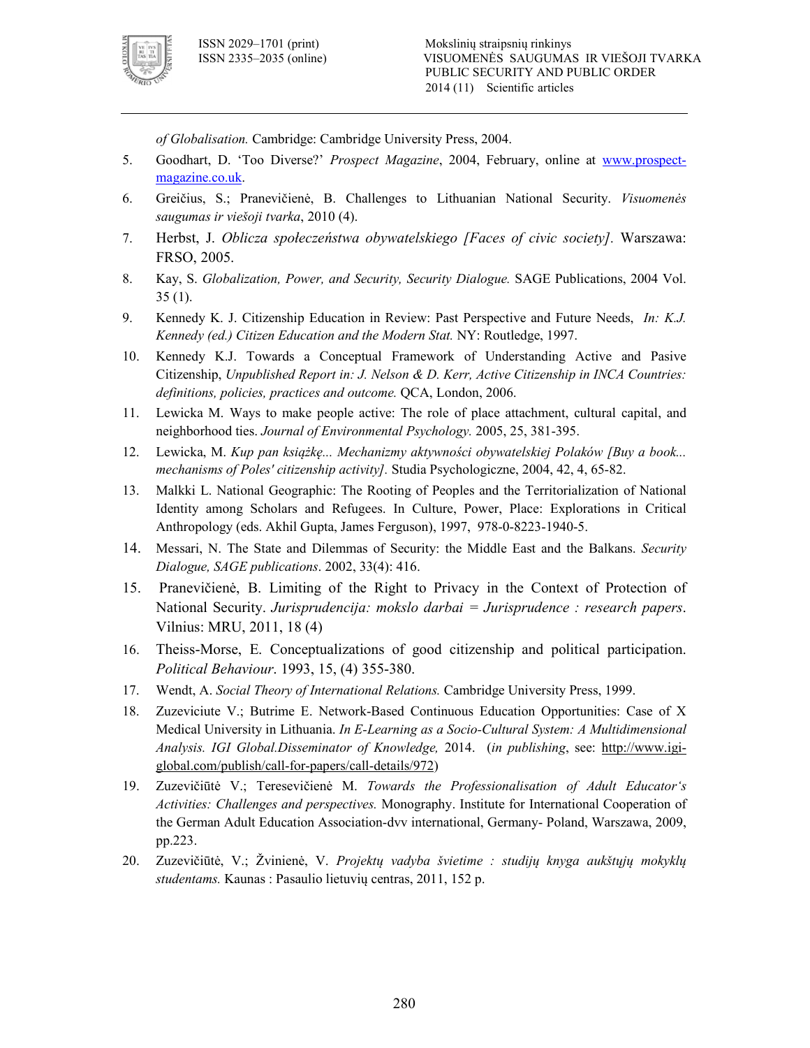*of Globalisation.* Cambridge: Cambridge University Press, 2004.

5. Goodhart, D. 'Too Diverse?' *Prospect Magazine*, 2004, February, online at www.prospect-magazine.co.uk.
6. Greičius, S.; Pranevičienė, B. Challenges to Lithuanian National Security. *Visuomenės saugumas ir viešoji tvarka*, 2010 (4).
7. Herbst, J. *Oblicza społeczeństwa obywatelskiego [Faces of civic society]*. Warszawa: FRSO, 2005.
8. Kay, S. *Globalization, Power, and Security, Security Dialogue.* SAGE Publications, 2004 Vol. 35 (1).
9. Kennedy K. J. Citizenship Education in Review: Past Perspective and Future Needs, *In: K.J. Kennedy (ed.) Citizen Education and the Modern Stat.* NY: Routledge, 1997.
10. Kennedy K.J. Towards a Conceptual Framework of Understanding Active and Pasive Citizenship, *Unpublished Report in: J. Nelson & D. Kerr, Active Citizenship in INCA Countries: definitions, policies, practices and outcome.* QCA, London, 2006.
11. Lewicka M. Ways to make people active: The role of place attachment, cultural capital, and neighborhood ties. *Journal of Environmental Psychology.* 2005, 25, 381-395.
12. Lewicka, M. *Kup pan książkę... Mechanizmy aktywności obywatelskiej Polaków [Buy a book... mechanisms of Poles' citizenship activity].* Studia Psychologiczne, 2004, 42, 4, 65-82.
13. Malkki L. National Geographic: The Rooting of Peoples and the Territorialization of National Identity among Scholars and Refugees. In Culture, Power, Place: Explorations in Critical Anthropology (eds. Akhil Gupta, James Ferguson), 1997, 978-0-8223-1940-5.
14. Messari, N. The State and Dilemmas of Security: the Middle East and the Balkans. *Security Dialogue, SAGE publications*. 2002, 33(4): 416.
15. Pranevičienė, B. Limiting of the Right to Privacy in the Context of Protection of National Security. *Jurisprudencija: mokslo darbai = Jurisprudence : research papers*. Vilnius: MRU, 2011, 18 (4)
16. Theiss-Morse, E. Conceptualizations of good citizenship and political participation. *Political Behaviour*. 1993, 15, (4) 355-380.
17. Wendt, A. *Social Theory of International Relations.* Cambridge University Press, 1999.
18. Zuzeviciute V.; Butrime E. Network-Based Continuous Education Opportunities: Case of X Medical University in Lithuania. *In E-Learning as a Socio-Cultural System: A Multidimensional Analysis. IGI Global.Disseminator of Knowledge,* 2014. (*in publishing*, see: http://www.igi-global.com/publish/call-for-papers/call-details/972)
19. Zuzevičiūtė V.; Teresevičienė M. *Towards the Professionalisation of Adult Educator's Activities: Challenges and perspectives.* Monography. Institute for International Cooperation of the German Adult Education Association-dvv international, Germany- Poland, Warszawa, 2009, pp.223.
20. Zuzevičiūtė, V.; Žvinienė, V. *Projektų vadyba švietime : studijų knyga aukštųjų mokyklų studentams.* Kaunas : Pasaulio lietuvių centras, 2011, 152 p.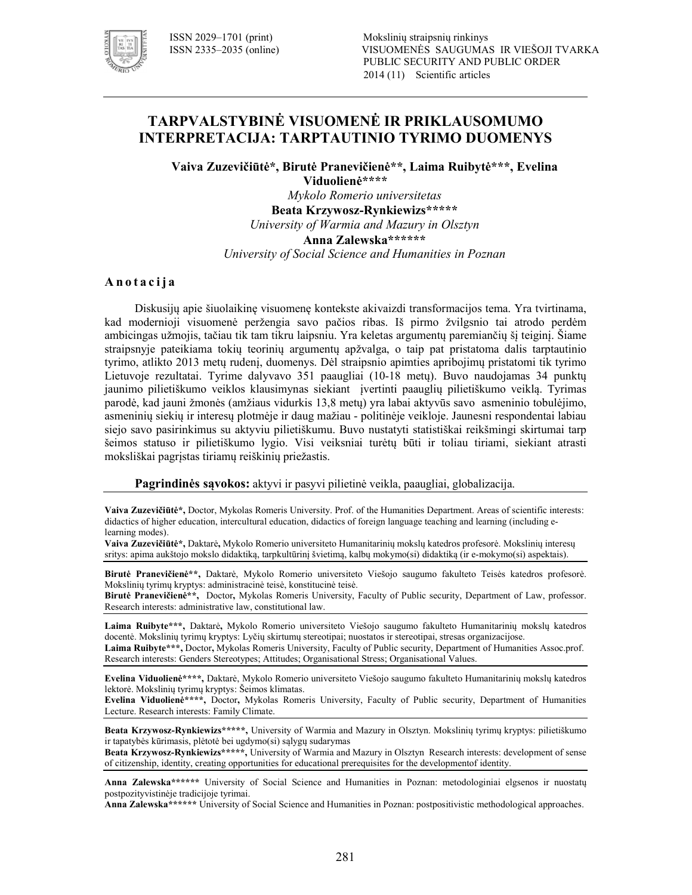# TARPVALSTYBINĖ VISUOMENĖ IR PRIKLAUSOMUMO INTERPRETACIJA: TARPTAUTINIO TYRIMO DUOMENYS

**Vaiva Zuzevičiūtė\*, Birutė Pranevičienė\*\*, Laima Ruibytė\*\*\*, Evelina Viduolienė\*\*\*\***

*Mykolo Romerio universitetas*

**Beata Krzywosz-Rynkiewizs\*\*\*\*\***

*University of Warmia and Mazury in Olsztyn*

**Anna Zalewska\*\*\*\*\*\***

*University of Social Science and Humanities in Poznan*

## Anotacija

Diskusijų apie šiuolaikinę visuomenę kontekste akivaizdi transformacijos tema. Yra tvirtinama, kad modernioji visuomenė peržengia savo pačios ribas. Iš pirmo žvilgsnio tai atrodo perdėm ambicingas užmojis, tačiau tik tam tikru laipsniu. Yra keletas argumentų paremiančių šį teiginį. Šiame straipsnyje pateikiama tokių teorinių argumentų apžvalga, o taip pat pristatoma dalis tarptautinio tyrimo, atlikto 2013 metų rudenį, duomenys. Dėl straipsnio apimties apribojimų pristatomi tik tyrimo Lietuvoje rezultatai. Tyrime dalyvavo 351 paaugliai (10-18 metų). Buvo naudojamas 34 punktų jaunimo pilietiškumo veiklos klausimynas siekiant įvertinti paauglių pilietiškumo veiklą. Tyrimas parodė, kad jauni žmonės (amžiaus vidurkis 13,8 metų) yra labai aktyvūs savo asmeninio tobulėjimo, asmeninių siekių ir interesų plotmėje ir daug mažiau - politinėje veikloje. Jaunesni respondentai labiau siejo savo pasirinkimus su aktyviu pilietiškumu. Buvo nustatyti statistiškai reikšmingi skirtumai tarp šeimos statuso ir pilietiškumo lygio. Visi veiksniai turėtų būti ir toliau tiriami, siekiant atrasti moksliškai pagrįstas tiriamų reiškinių priežastis.

**Pagrindinės sąvokos:** aktyvi ir pasyvi pilietinė veikla, paaugliai, globalizacija.

---

**Vaiva Zuzevičiūtė\*,** Doctor, Mykolas Romeris University. Prof. of the Humanities Department. Areas of scientific interests: didactics of higher education, intercultural education, didactics of foreign language teaching and learning (including e-learning modes).
**Vaiva Zuzevičiūtė\*,** Daktarė**,** Mykolo Romerio universiteto Humanitarinių mokslų katedros profesorė. Mokslinių interesų sritys: apima aukštojo mokslo didaktiką, tarpkultūrinį švietimą, kalbų mokymo(si) didaktiką (ir e-mokymo(si) aspektais).

**Birutė Pranevičienė\*\*,** Daktarė, Mykolo Romerio universiteto Viešojo saugumo fakulteto Teisės katedros profesorė. Mokslinių tyrimų kryptys: administracinė teisė, konstitucinė teisė.
**Birutė Pranevičienė\*\*,** Doctor**,** Mykolas Romeris University, Faculty of Public security, Department of Law, professor. Research interests: administrative law, constitutional law.

**Laima Ruibyte\*\*\*,** Daktarė**,** Mykolo Romerio universiteto Viešojo saugumo fakulteto Humanitarinių mokslų katedros docentė. Mokslinių tyrimų kryptys: Lyčių skirtumų stereotipai; nuostatos ir stereotipai, stresas organizacijose.
**Laima Ruibyte\*\*\*,** Doctor**,** Mykolas Romeris University, Faculty of Public security, Department of Humanities Assoc.prof. Research interests: Genders Stereotypes; Attitudes; Organisational Stress; Organisational Values.

**Evelina Viduolienė\*\*\*\*,** Daktarė, Mykolo Romerio universiteto Viešojo saugumo fakulteto Humanitarinių mokslų katedros lektorė. Mokslinių tyrimų kryptys: Šeimos klimatas.
**Evelina Viduolienė\*\*\*\*,** Doctor**,** Mykolas Romeris University, Faculty of Public security, Department of Humanities Lecture. Research interests: Family Climate.

**Beata Krzywosz-Rynkiewizs\*\*\*\*\*,** University of Warmia and Mazury in Olsztyn. Mokslinių tyrimų kryptys: pilietiškumo ir tapatybės kūrimasis, plėtotė bei ugdymo(si) sąlygų sudarymas
**Beata Krzywosz-Rynkiewizs\*\*\*\*\*,** University of Warmia and Mazury in Olsztyn Research interests: development of sense of citizenship, identity, creating opportunities for educational prerequisites for the developmentof identity.

**Anna Zalewska\*\*\*\*\*\*** University of Social Science and Humanities in Poznan: metodologiniai elgsenos ir nuostatų postpozityvistinėje tradicijoje tyrimai.
**Anna Zalewska\*\*\*\*\*\*** University of Social Science and Humanities in Poznan: postpositivistic methodological approaches.